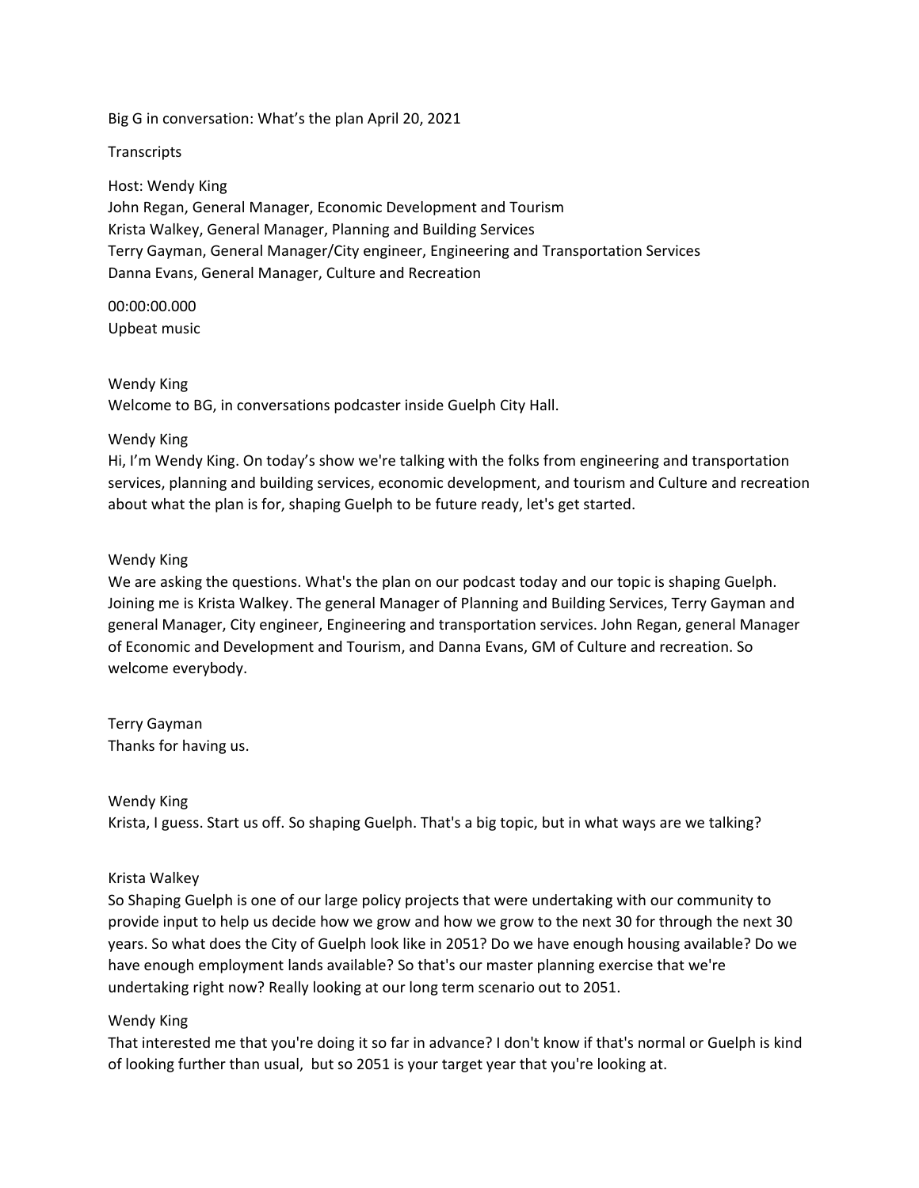Big G in conversation: What's the plan April 20, 2021

Transcripts

Host: Wendy King
John Regan, General Manager, Economic Development and Tourism
Krista Walkey, General Manager, Planning and Building Services
Terry Gayman, General Manager/City engineer, Engineering and Transportation Services
Danna Evans, General Manager, Culture and Recreation

00:00:00.000
Upbeat music

Wendy King
Welcome to BG, in conversations podcaster inside Guelph City Hall.

Wendy King
Hi, I'm Wendy King. On today's show we're talking with the folks from engineering and transportation services, planning and building services, economic development, and tourism and Culture and recreation about what the plan is for, shaping Guelph to be future ready, let's get started.

Wendy King
We are asking the questions. What's the plan on our podcast today and our topic is shaping Guelph. Joining me is Krista Walkey. The general Manager of Planning and Building Services, Terry Gayman and general Manager, City engineer, Engineering and transportation services. John Regan, general Manager of Economic and Development and Tourism, and Danna Evans, GM of Culture and recreation. So welcome everybody.

Terry Gayman
Thanks for having us.

Wendy King
Krista, I guess. Start us off. So shaping Guelph. That's a big topic, but in what ways are we talking?

Krista Walkey
So Shaping Guelph is one of our large policy projects that were undertaking with our community to provide input to help us decide how we grow and how we grow to the next 30 for through the next 30 years. So what does the City of Guelph look like in 2051? Do we have enough housing available? Do we have enough employment lands available? So that's our master planning exercise that we're undertaking right now? Really looking at our long term scenario out to 2051.

Wendy King
That interested me that you're doing it so far in advance? I don't know if that's normal or Guelph is kind of looking further than usual, but so 2051 is your target year that you're looking at.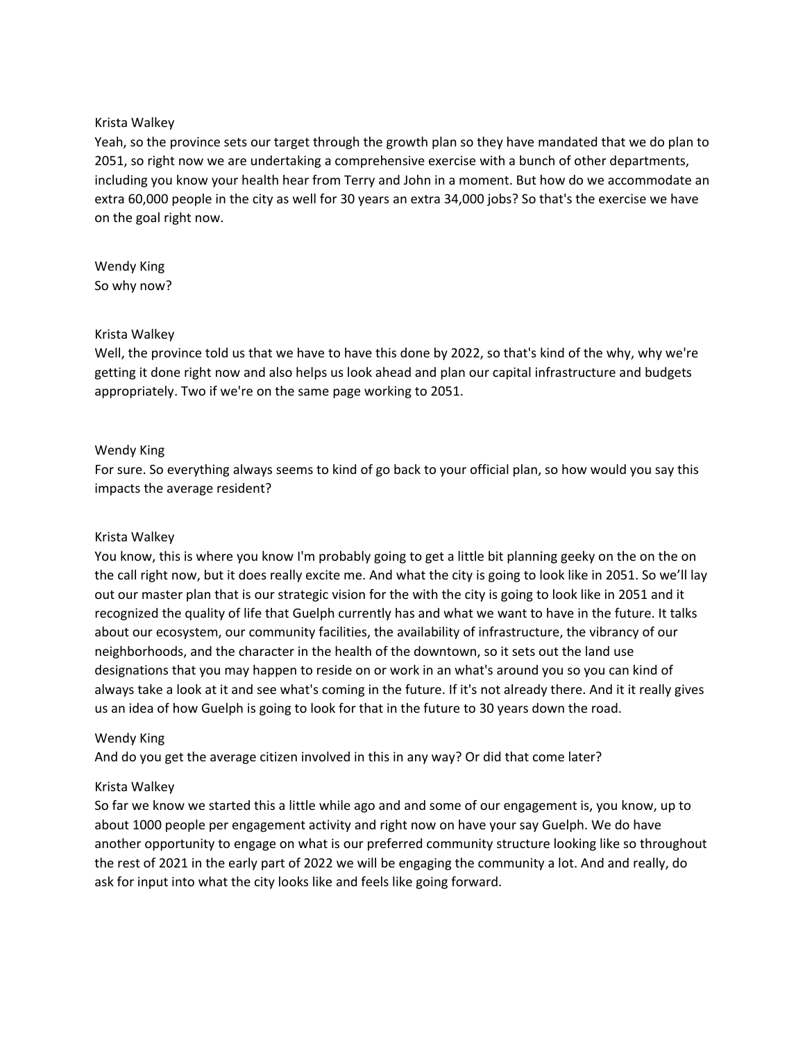Krista Walkey
Yeah, so the province sets our target through the growth plan so they have mandated that we do plan to 2051, so right now we are undertaking a comprehensive exercise with a bunch of other departments, including you know your health hear from Terry and John in a moment. But how do we accommodate an extra 60,000 people in the city as well for 30 years an extra 34,000 jobs? So that's the exercise we have on the goal right now.

Wendy King
So why now?

Krista Walkey
Well, the province told us that we have to have this done by 2022, so that's kind of the why, why we're getting it done right now and also helps us look ahead and plan our capital infrastructure and budgets appropriately. Two if we're on the same page working to 2051.

Wendy King
For sure. So everything always seems to kind of go back to your official plan, so how would you say this impacts the average resident?

Krista Walkey
You know, this is where you know I'm probably going to get a little bit planning geeky on the on the on the call right now, but it does really excite me. And what the city is going to look like in 2051. So we'll lay out our master plan that is our strategic vision for the with the city is going to look like in 2051 and it recognized the quality of life that Guelph currently has and what we want to have in the future. It talks about our ecosystem, our community facilities, the availability of infrastructure, the vibrancy of our neighborhoods, and the character in the health of the downtown, so it sets out the land use designations that you may happen to reside on or work in an what's around you so you can kind of always take a look at it and see what's coming in the future. If it's not already there. And it it really gives us an idea of how Guelph is going to look for that in the future to 30 years down the road.

Wendy King
And do you get the average citizen involved in this in any way? Or did that come later?

Krista Walkey
So far we know we started this a little while ago and and some of our engagement is, you know, up to about 1000 people per engagement activity and right now on have your say Guelph. We do have another opportunity to engage on what is our preferred community structure looking like so throughout the rest of 2021 in the early part of 2022 we will be engaging the community a lot. And and really, do ask for input into what the city looks like and feels like going forward.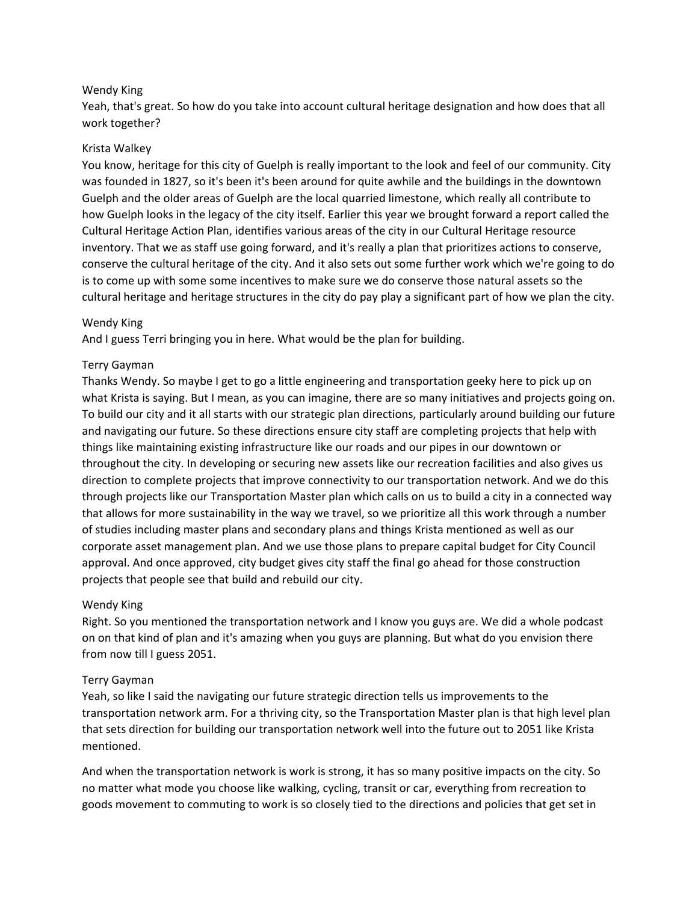Wendy King

Yeah, that's great. So how do you take into account cultural heritage designation and how does that all work together?

Krista Walkey

You know, heritage for this city of Guelph is really important to the look and feel of our community. City was founded in 1827, so it's been it's been around for quite awhile and the buildings in the downtown Guelph and the older areas of Guelph are the local quarried limestone, which really all contribute to how Guelph looks in the legacy of the city itself. Earlier this year we brought forward a report called the Cultural Heritage Action Plan, identifies various areas of the city in our Cultural Heritage resource inventory. That we as staff use going forward, and it's really a plan that prioritizes actions to conserve, conserve the cultural heritage of the city. And it also sets out some further work which we're going to do is to come up with some some incentives to make sure we do conserve those natural assets so the cultural heritage and heritage structures in the city do pay play a significant part of how we plan the city.

Wendy King

And I guess Terri bringing you in here. What would be the plan for building.

Terry Gayman

Thanks Wendy. So maybe I get to go a little engineering and transportation geeky here to pick up on what Krista is saying. But I mean, as you can imagine, there are so many initiatives and projects going on. To build our city and it all starts with our strategic plan directions, particularly around building our future and navigating our future. So these directions ensure city staff are completing projects that help with things like maintaining existing infrastructure like our roads and our pipes in our downtown or throughout the city. In developing or securing new assets like our recreation facilities and also gives us direction to complete projects that improve connectivity to our transportation network. And we do this through projects like our Transportation Master plan which calls on us to build a city in a connected way that allows for more sustainability in the way we travel, so we prioritize all this work through a number of studies including master plans and secondary plans and things Krista mentioned as well as our corporate asset management plan. And we use those plans to prepare capital budget for City Council approval. And once approved, city budget gives city staff the final go ahead for those construction projects that people see that build and rebuild our city.

Wendy King

Right. So you mentioned the transportation network and I know you guys are. We did a whole podcast on on that kind of plan and it's amazing when you guys are planning. But what do you envision there from now till I guess 2051.

Terry Gayman

Yeah, so like I said the navigating our future strategic direction tells us improvements to the transportation network arm. For a thriving city, so the Transportation Master plan is that high level plan that sets direction for building our transportation network well into the future out to 2051 like Krista mentioned.

And when the transportation network is work is strong, it has so many positive impacts on the city. So no matter what mode you choose like walking, cycling, transit or car, everything from recreation to goods movement to commuting to work is so closely tied to the directions and policies that get set in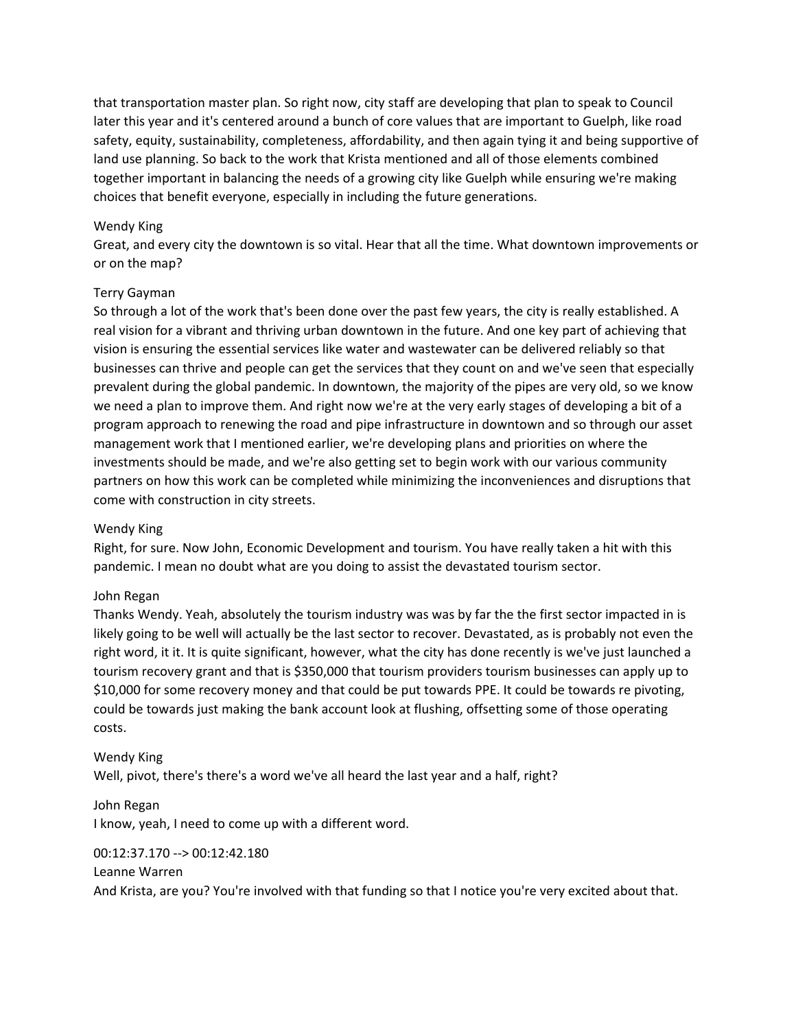that transportation master plan. So right now, city staff are developing that plan to speak to Council later this year and it's centered around a bunch of core values that are important to Guelph, like road safety, equity, sustainability, completeness, affordability, and then again tying it and being supportive of land use planning. So back to the work that Krista mentioned and all of those elements combined together important in balancing the needs of a growing city like Guelph while ensuring we're making choices that benefit everyone, especially in including the future generations.

Wendy King
Great, and every city the downtown is so vital. Hear that all the time. What downtown improvements or or on the map?

Terry Gayman
So through a lot of the work that's been done over the past few years, the city is really established. A real vision for a vibrant and thriving urban downtown in the future. And one key part of achieving that vision is ensuring the essential services like water and wastewater can be delivered reliably so that businesses can thrive and people can get the services that they count on and we've seen that especially prevalent during the global pandemic. In downtown, the majority of the pipes are very old, so we know we need a plan to improve them. And right now we're at the very early stages of developing a bit of a program approach to renewing the road and pipe infrastructure in downtown and so through our asset management work that I mentioned earlier, we're developing plans and priorities on where the investments should be made, and we're also getting set to begin work with our various community partners on how this work can be completed while minimizing the inconveniences and disruptions that come with construction in city streets.

Wendy King
Right, for sure. Now John, Economic Development and tourism. You have really taken a hit with this pandemic. I mean no doubt what are you doing to assist the devastated tourism sector.

John Regan
Thanks Wendy. Yeah, absolutely the tourism industry was was by far the the first sector impacted in is likely going to be well will actually be the last sector to recover. Devastated, as is probably not even the right word, it it. It is quite significant, however, what the city has done recently is we've just launched a tourism recovery grant and that is $350,000 that tourism providers tourism businesses can apply up to $10,000 for some recovery money and that could be put towards PPE. It could be towards re pivoting, could be towards just making the bank account look at flushing, offsetting some of those operating costs.

Wendy King
Well, pivot, there's there's a word we've all heard the last year and a half, right?

John Regan
I know, yeah, I need to come up with a different word.

00:12:37.170 --> 00:12:42.180
Leanne Warren
And Krista, are you? You're involved with that funding so that I notice you're very excited about that.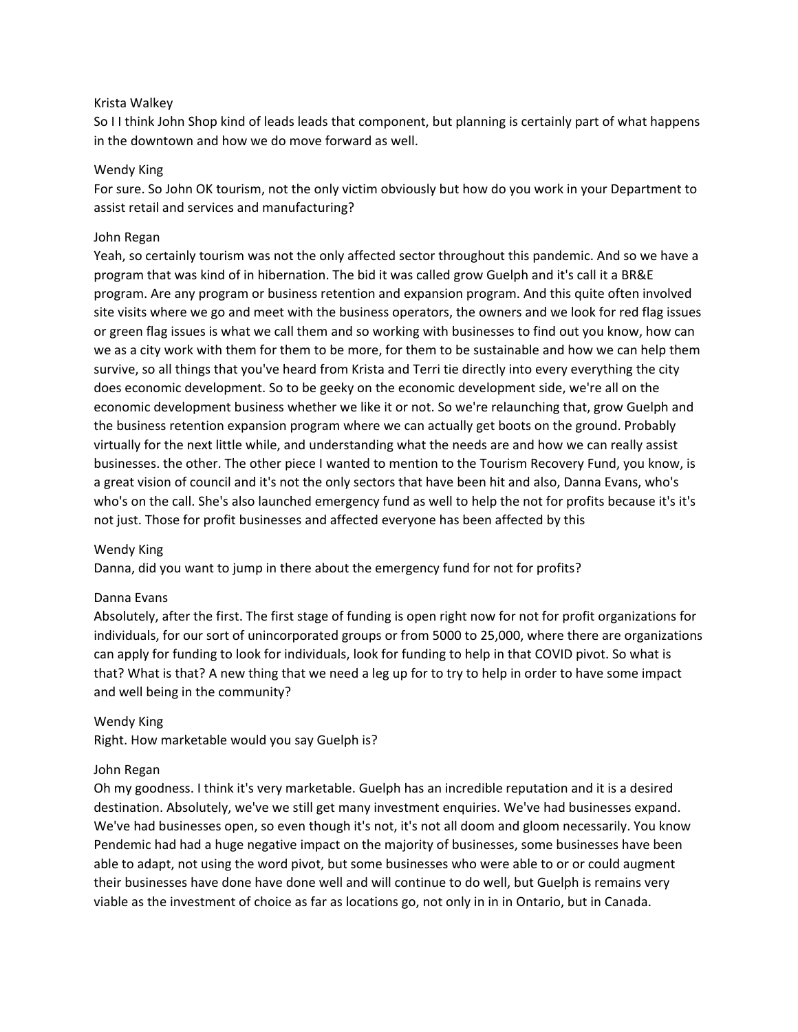Krista Walkey
So I I think John Shop kind of leads leads that component, but planning is certainly part of what happens in the downtown and how we do move forward as well.

Wendy King
For sure. So John OK tourism, not the only victim obviously but how do you work in your Department to assist retail and services and manufacturing?

John Regan
Yeah, so certainly tourism was not the only affected sector throughout this pandemic. And so we have a program that was kind of in hibernation. The bid it was called grow Guelph and it's call it a BR&E program. Are any program or business retention and expansion program. And this quite often involved site visits where we go and meet with the business operators, the owners and we look for red flag issues or green flag issues is what we call them and so working with businesses to find out you know, how can we as a city work with them for them to be more, for them to be sustainable and how we can help them survive, so all things that you've heard from Krista and Terri tie directly into every everything the city does economic development. So to be geeky on the economic development side, we're all on the economic development business whether we like it or not. So we're relaunching that, grow Guelph and the business retention expansion program where we can actually get boots on the ground. Probably virtually for the next little while, and understanding what the needs are and how we can really assist businesses. the other. The other piece I wanted to mention to the Tourism Recovery Fund, you know, is a great vision of council and it's not the only sectors that have been hit and also, Danna Evans, who's who's on the call. She's also launched emergency fund as well to help the not for profits because it's it's not just. Those for profit businesses and affected everyone has been affected by this

Wendy King
Danna, did you want to jump in there about the emergency fund for not for profits?

Danna Evans
Absolutely, after the first. The first stage of funding is open right now for not for profit organizations for individuals, for our sort of unincorporated groups or from 5000 to 25,000, where there are organizations can apply for funding to look for individuals, look for funding to help in that COVID pivot. So what is that? What is that? A new thing that we need a leg up for to try to help in order to have some impact and well being in the community?

Wendy King
Right. How marketable would you say Guelph is?

John Regan
Oh my goodness. I think it's very marketable. Guelph has an incredible reputation and it is a desired destination. Absolutely, we've we still get many investment enquiries. We've had businesses expand. We've had businesses open, so even though it's not, it's not all doom and gloom necessarily. You know Pendemic had had a huge negative impact on the majority of businesses, some businesses have been able to adapt, not using the word pivot, but some businesses who were able to or or could augment their businesses have done have done well and will continue to do well, but Guelph is remains very viable as the investment of choice as far as locations go, not only in in in Ontario, but in Canada.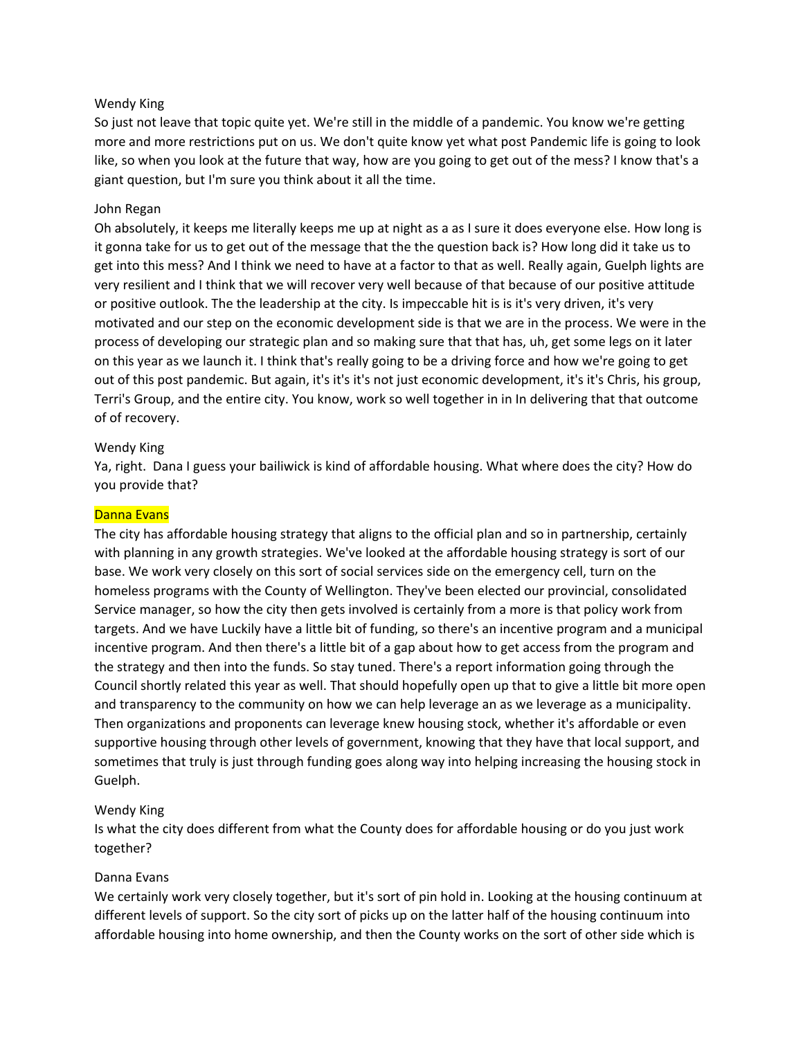Wendy King

So just not leave that topic quite yet. We're still in the middle of a pandemic. You know we're getting more and more restrictions put on us. We don't quite know yet what post Pandemic life is going to look like, so when you look at the future that way, how are you going to get out of the mess? I know that's a giant question, but I'm sure you think about it all the time.

John Regan

Oh absolutely, it keeps me literally keeps me up at night as a as I sure it does everyone else. How long is it gonna take for us to get out of the message that the the question back is? How long did it take us to get into this mess? And I think we need to have at a factor to that as well. Really again, Guelph lights are very resilient and I think that we will recover very well because of that because of our positive attitude or positive outlook. The the leadership at the city. Is impeccable hit is is it's very driven, it's very motivated and our step on the economic development side is that we are in the process. We were in the process of developing our strategic plan and so making sure that that has, uh, get some legs on it later on this year as we launch it. I think that's really going to be a driving force and how we're going to get out of this post pandemic. But again, it's it's it's not just economic development, it's it's Chris, his group, Terri's Group, and the entire city. You know, work so well together in in In delivering that that outcome of of recovery.

Wendy King

Ya, right. Dana I guess your bailiwick is kind of affordable housing. What where does the city? How do you provide that?

Danna Evans

The city has affordable housing strategy that aligns to the official plan and so in partnership, certainly with planning in any growth strategies. We've looked at the affordable housing strategy is sort of our base. We work very closely on this sort of social services side on the emergency cell, turn on the homeless programs with the County of Wellington. They've been elected our provincial, consolidated Service manager, so how the city then gets involved is certainly from a more is that policy work from targets. And we have Luckily have a little bit of funding, so there's an incentive program and a municipal incentive program. And then there's a little bit of a gap about how to get access from the program and the strategy and then into the funds. So stay tuned. There's a report information going through the Council shortly related this year as well. That should hopefully open up that to give a little bit more open and transparency to the community on how we can help leverage an as we leverage as a municipality. Then organizations and proponents can leverage knew housing stock, whether it's affordable or even supportive housing through other levels of government, knowing that they have that local support, and sometimes that truly is just through funding goes along way into helping increasing the housing stock in Guelph.

Wendy King

Is what the city does different from what the County does for affordable housing or do you just work together?

Danna Evans

We certainly work very closely together, but it's sort of pin hold in. Looking at the housing continuum at different levels of support. So the city sort of picks up on the latter half of the housing continuum into affordable housing into home ownership, and then the County works on the sort of other side which is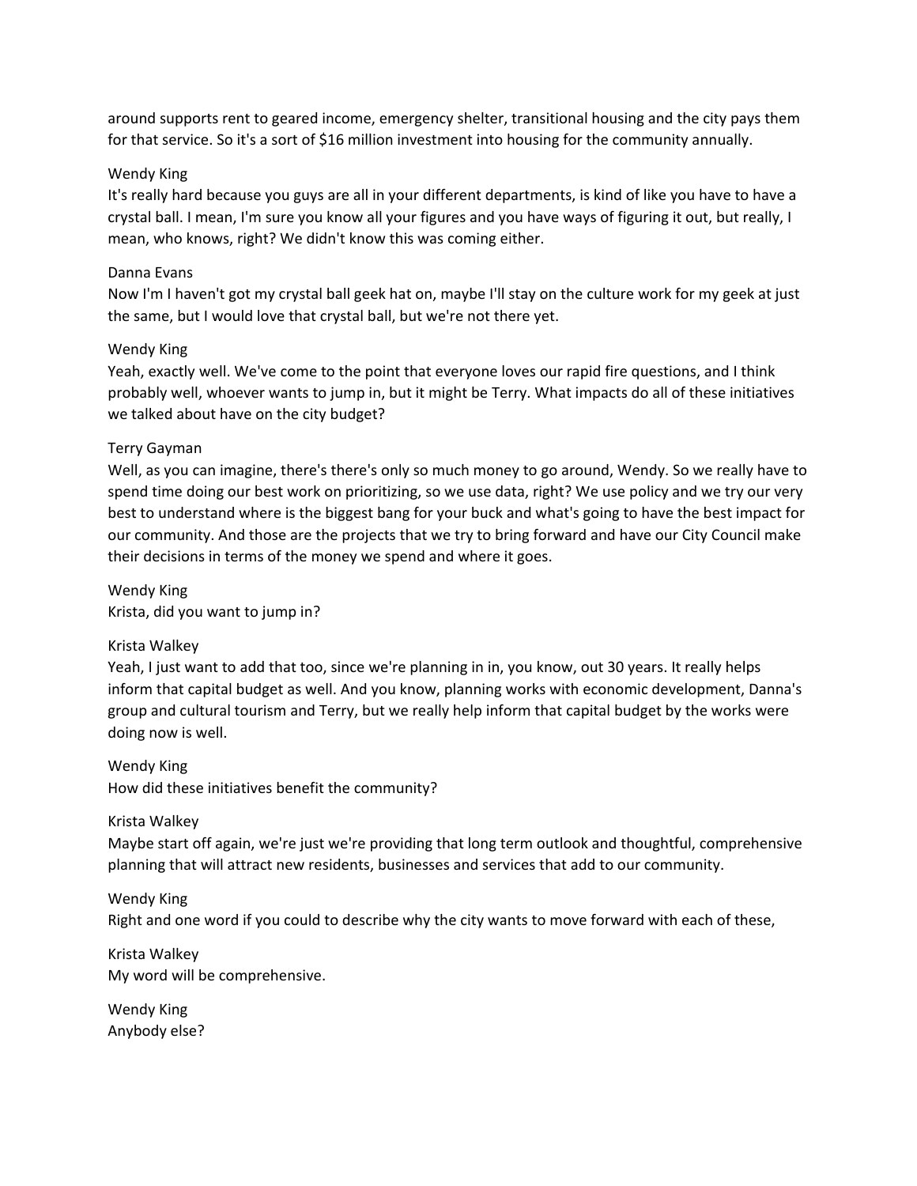around supports rent to geared income, emergency shelter, transitional housing and the city pays them for that service. So it's a sort of $16 million investment into housing for the community annually.

Wendy King
It's really hard because you guys are all in your different departments, is kind of like you have to have a crystal ball. I mean, I'm sure you know all your figures and you have ways of figuring it out, but really, I mean, who knows, right? We didn't know this was coming either.

Danna Evans
Now I'm I haven't got my crystal ball geek hat on, maybe I'll stay on the culture work for my geek at just the same, but I would love that crystal ball, but we're not there yet.

Wendy King
Yeah, exactly well. We've come to the point that everyone loves our rapid fire questions, and I think probably well, whoever wants to jump in, but it might be Terry. What impacts do all of these initiatives we talked about have on the city budget?

Terry Gayman
Well, as you can imagine, there's there's only so much money to go around, Wendy. So we really have to spend time doing our best work on prioritizing, so we use data, right? We use policy and we try our very best to understand where is the biggest bang for your buck and what's going to have the best impact for our community. And those are the projects that we try to bring forward and have our City Council make their decisions in terms of the money we spend and where it goes.

Wendy King
Krista, did you want to jump in?

Krista Walkey
Yeah, I just want to add that too, since we're planning in in, you know, out 30 years. It really helps inform that capital budget as well. And you know, planning works with economic development, Danna's group and cultural tourism and Terry, but we really help inform that capital budget by the works were doing now is well.

Wendy King
How did these initiatives benefit the community?

Krista Walkey
Maybe start off again, we're just we're providing that long term outlook and thoughtful, comprehensive planning that will attract new residents, businesses and services that add to our community.

Wendy King
Right and one word if you could to describe why the city wants to move forward with each of these,

Krista Walkey
My word will be comprehensive.

Wendy King
Anybody else?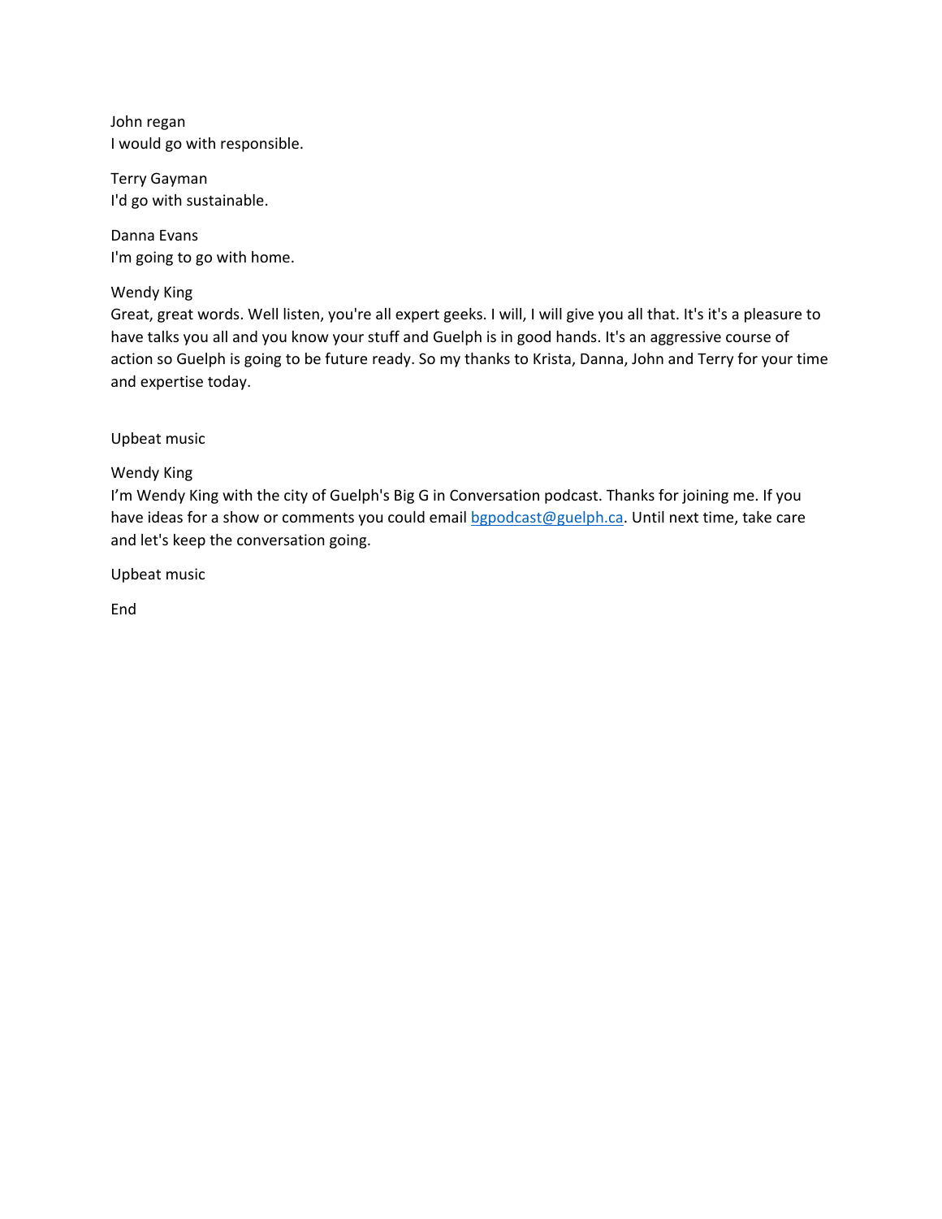John regan
I would go with responsible.

Terry Gayman
I'd go with sustainable.

Danna Evans
I'm going to go with home.

Wendy King
Great, great words. Well listen, you're all expert geeks. I will, I will give you all that. It's it's a pleasure to have talks you all and you know your stuff and Guelph is in good hands. It's an aggressive course of action so Guelph is going to be future ready. So my thanks to Krista, Danna, John and Terry for your time and expertise today.

Upbeat music

Wendy King
I'm Wendy King with the city of Guelph's Big G in Conversation podcast. Thanks for joining me. If you have ideas for a show or comments you could email [bgpodcast@guelph.ca](mailto:bgpodcast@guelph.ca). Until next time, take care and let's keep the conversation going.

Upbeat music

End